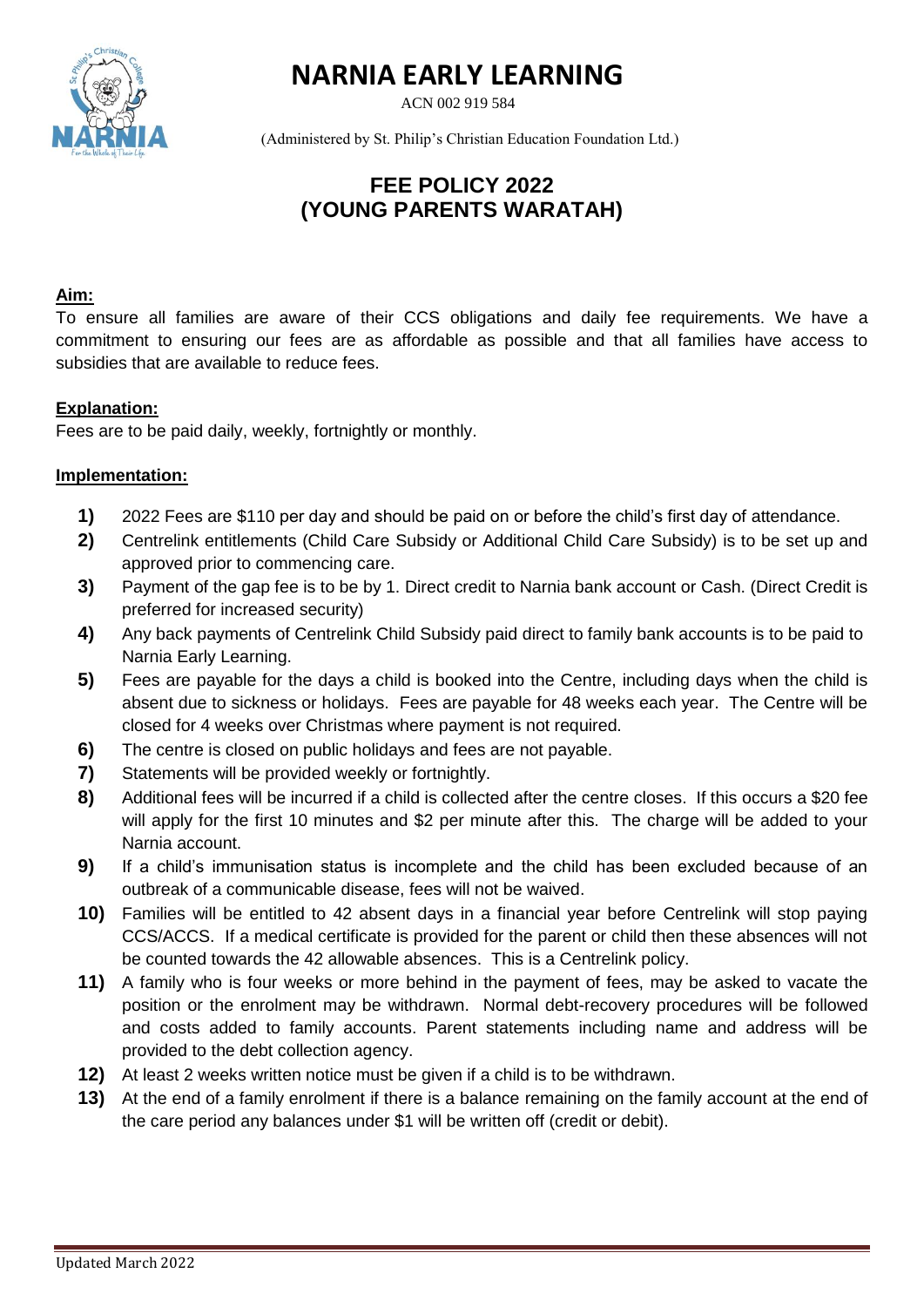# NARNIA EARLY LEARNING

ACN 002 919 584

(Administered by St. Philip's Christian Education Foundation Ltd.)

## FEE POLICY 2022
## (YOUNG PARENTS WARATAH)

**Aim:**

To ensure all families are aware of their CCS obligations and daily fee requirements. We have a commitment to ensuring our fees are as affordable as possible and that all families have access to subsidies that are available to reduce fees.

**Explanation:**

Fees are to be paid daily, weekly, fortnightly or monthly.

**Implementation:**

1) 2022 Fees are $110 per day and should be paid on or before the child's first day of attendance.
2) Centrelink entitlements (Child Care Subsidy or Additional Child Care Subsidy) is to be set up and approved prior to commencing care.
3) Payment of the gap fee is to be by 1. Direct credit to Narnia bank account or Cash. (Direct Credit is preferred for increased security)
4) Any back payments of Centrelink Child Subsidy paid direct to family bank accounts is to be paid to Narnia Early Learning.
5) Fees are payable for the days a child is booked into the Centre, including days when the child is absent due to sickness or holidays. Fees are payable for 48 weeks each year. The Centre will be closed for 4 weeks over Christmas where payment is not required.
6) The centre is closed on public holidays and fees are not payable.
7) Statements will be provided weekly or fortnightly.
8) Additional fees will be incurred if a child is collected after the centre closes. If this occurs a $20 fee will apply for the first 10 minutes and $2 per minute after this. The charge will be added to your Narnia account.
9) If a child's immunisation status is incomplete and the child has been excluded because of an outbreak of a communicable disease, fees will not be waived.
10) Families will be entitled to 42 absent days in a financial year before Centrelink will stop paying CCS/ACCS. If a medical certificate is provided for the parent or child then these absences will not be counted towards the 42 allowable absences. This is a Centrelink policy.
11) A family who is four weeks or more behind in the payment of fees, may be asked to vacate the position or the enrolment may be withdrawn. Normal debt-recovery procedures will be followed and costs added to family accounts. Parent statements including name and address will be provided to the debt collection agency.
12) At least 2 weeks written notice must be given if a child is to be withdrawn.
13) At the end of a family enrolment if there is a balance remaining on the family account at the end of the care period any balances under $1 will be written off (credit or debit).

Updated March 2022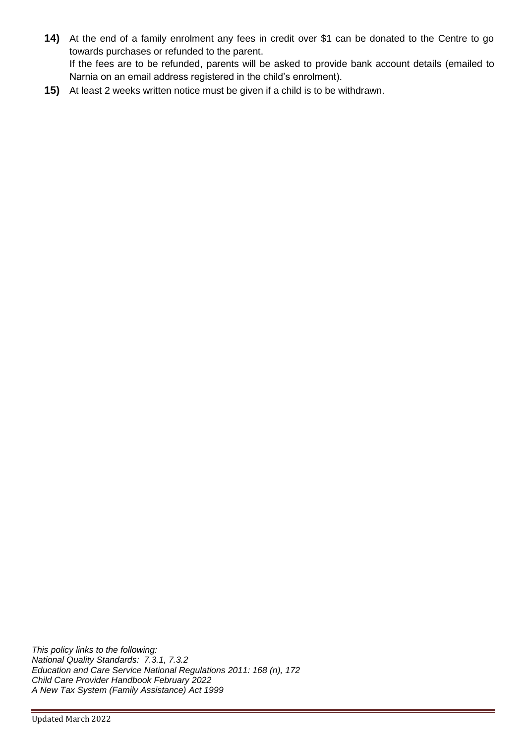**14)** At the end of a family enrolment any fees in credit over $1 can be donated to the Centre to go towards purchases or refunded to the parent.
If the fees are to be refunded, parents will be asked to provide bank account details (emailed to Narnia on an email address registered in the child's enrolment).

**15)** At least 2 weeks written notice must be given if a child is to be withdrawn.

*This policy links to the following:*
*National Quality Standards: 7.3.1, 7.3.2*
*Education and Care Service National Regulations 2011: 168 (n), 172*
*Child Care Provider Handbook February 2022*
*A New Tax System (Family Assistance) Act 1999*

Updated March 2022